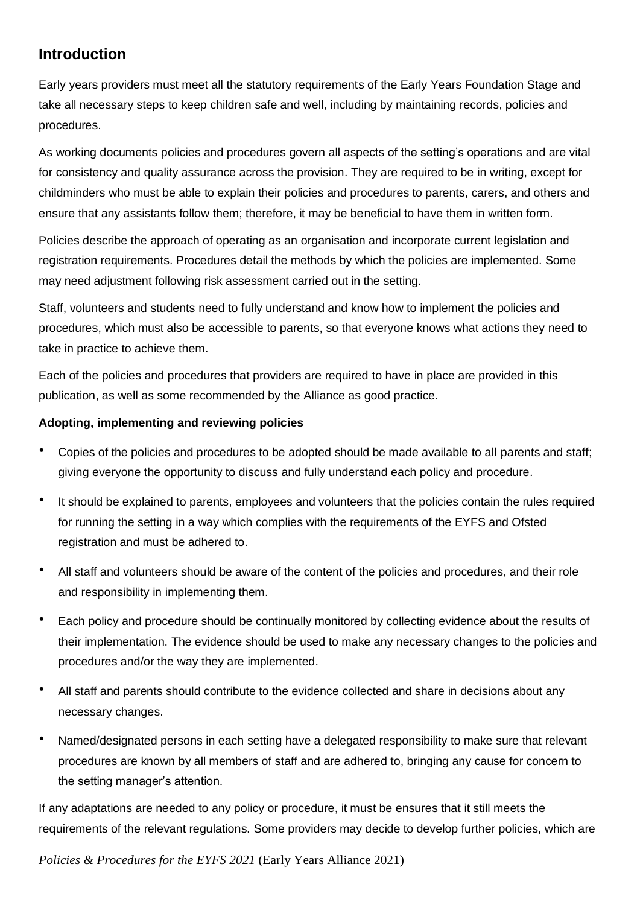## Introduction

Early years providers must meet all the statutory requirements of the Early Years Foundation Stage and take all necessary steps to keep children safe and well, including by maintaining records, policies and procedures.

As working documents policies and procedures govern all aspects of the setting's operations and are vital for consistency and quality assurance across the provision. They are required to be in writing, except for childminders who must be able to explain their policies and procedures to parents, carers, and others and ensure that any assistants follow them; therefore, it may be beneficial to have them in written form.

Policies describe the approach of operating as an organisation and incorporate current legislation and registration requirements. Procedures detail the methods by which the policies are implemented. Some may need adjustment following risk assessment carried out in the setting.

Staff, volunteers and students need to fully understand and know how to implement the policies and procedures, which must also be accessible to parents, so that everyone knows what actions they need to take in practice to achieve them.

Each of the policies and procedures that providers are required to have in place are provided in this publication, as well as some recommended by the Alliance as good practice.

**Adopting, implementing and reviewing policies**

- Copies of the policies and procedures to be adopted should be made available to all parents and staff; giving everyone the opportunity to discuss and fully understand each policy and procedure.
- It should be explained to parents, employees and volunteers that the policies contain the rules required for running the setting in a way which complies with the requirements of the EYFS and Ofsted registration and must be adhered to.
- All staff and volunteers should be aware of the content of the policies and procedures, and their role and responsibility in implementing them.
- Each policy and procedure should be continually monitored by collecting evidence about the results of their implementation. The evidence should be used to make any necessary changes to the policies and procedures and/or the way they are implemented.
- All staff and parents should contribute to the evidence collected and share in decisions about any necessary changes.
- Named/designated persons in each setting have a delegated responsibility to make sure that relevant procedures are known by all members of staff and are adhered to, bringing any cause for concern to the setting manager's attention.

If any adaptations are needed to any policy or procedure, it must be ensures that it still meets the requirements of the relevant regulations. Some providers may decide to develop further policies, which are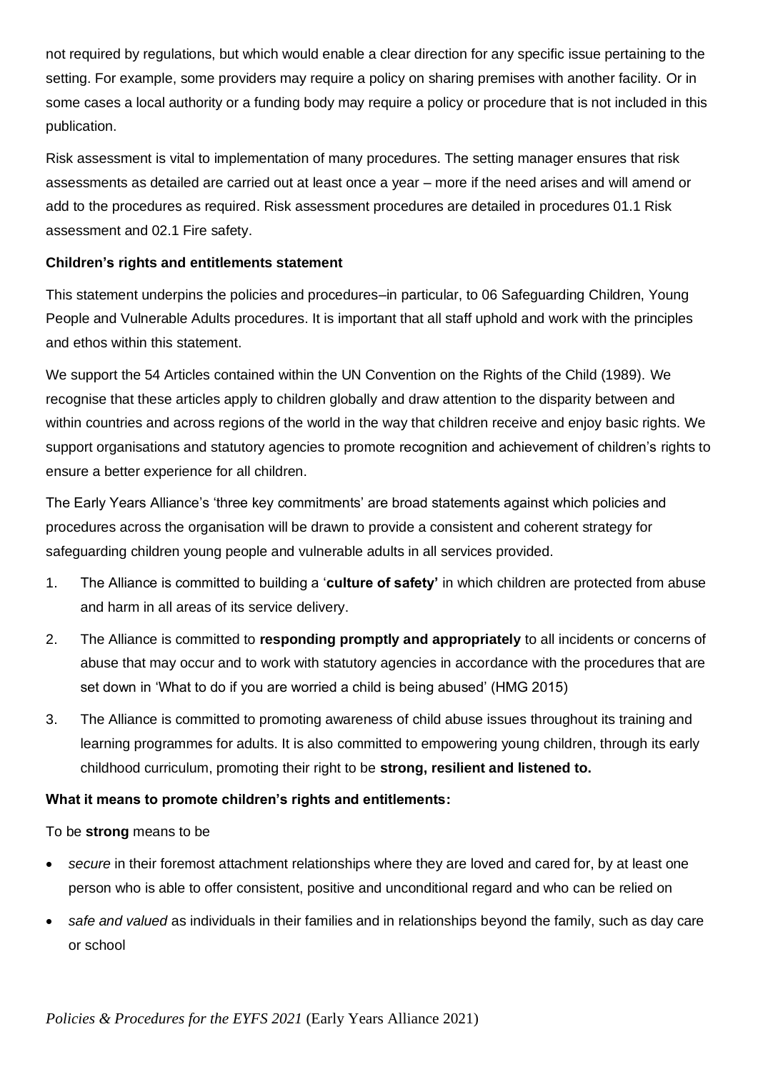not required by regulations, but which would enable a clear direction for any specific issue pertaining to the setting. For example, some providers may require a policy on sharing premises with another facility. Or in some cases a local authority or a funding body may require a policy or procedure that is not included in this publication.

Risk assessment is vital to implementation of many procedures. The setting manager ensures that risk assessments as detailed are carried out at least once a year – more if the need arises and will amend or add to the procedures as required. Risk assessment procedures are detailed in procedures 01.1 Risk assessment and 02.1 Fire safety.

**Children's rights and entitlements statement**

This statement underpins the policies and procedures–in particular, to 06 Safeguarding Children, Young People and Vulnerable Adults procedures. It is important that all staff uphold and work with the principles and ethos within this statement.

We support the 54 Articles contained within the UN Convention on the Rights of the Child (1989). We recognise that these articles apply to children globally and draw attention to the disparity between and within countries and across regions of the world in the way that children receive and enjoy basic rights. We support organisations and statutory agencies to promote recognition and achievement of children's rights to ensure a better experience for all children.

The Early Years Alliance's 'three key commitments' are broad statements against which policies and procedures across the organisation will be drawn to provide a consistent and coherent strategy for safeguarding children young people and vulnerable adults in all services provided.

1. The Alliance is committed to building a '**culture of safety'** in which children are protected from abuse and harm in all areas of its service delivery.
2. The Alliance is committed to **responding promptly and appropriately** to all incidents or concerns of abuse that may occur and to work with statutory agencies in accordance with the procedures that are set down in 'What to do if you are worried a child is being abused' (HMG 2015)
3. The Alliance is committed to promoting awareness of child abuse issues throughout its training and learning programmes for adults. It is also committed to empowering young children, through its early childhood curriculum, promoting their right to be **strong, resilient and listened to.**

**What it means to promote children's rights and entitlements:**

To be **strong** means to be

- *secure* in their foremost attachment relationships where they are loved and cared for, by at least one person who is able to offer consistent, positive and unconditional regard and who can be relied on
- *safe and valued* as individuals in their families and in relationships beyond the family, such as day care or school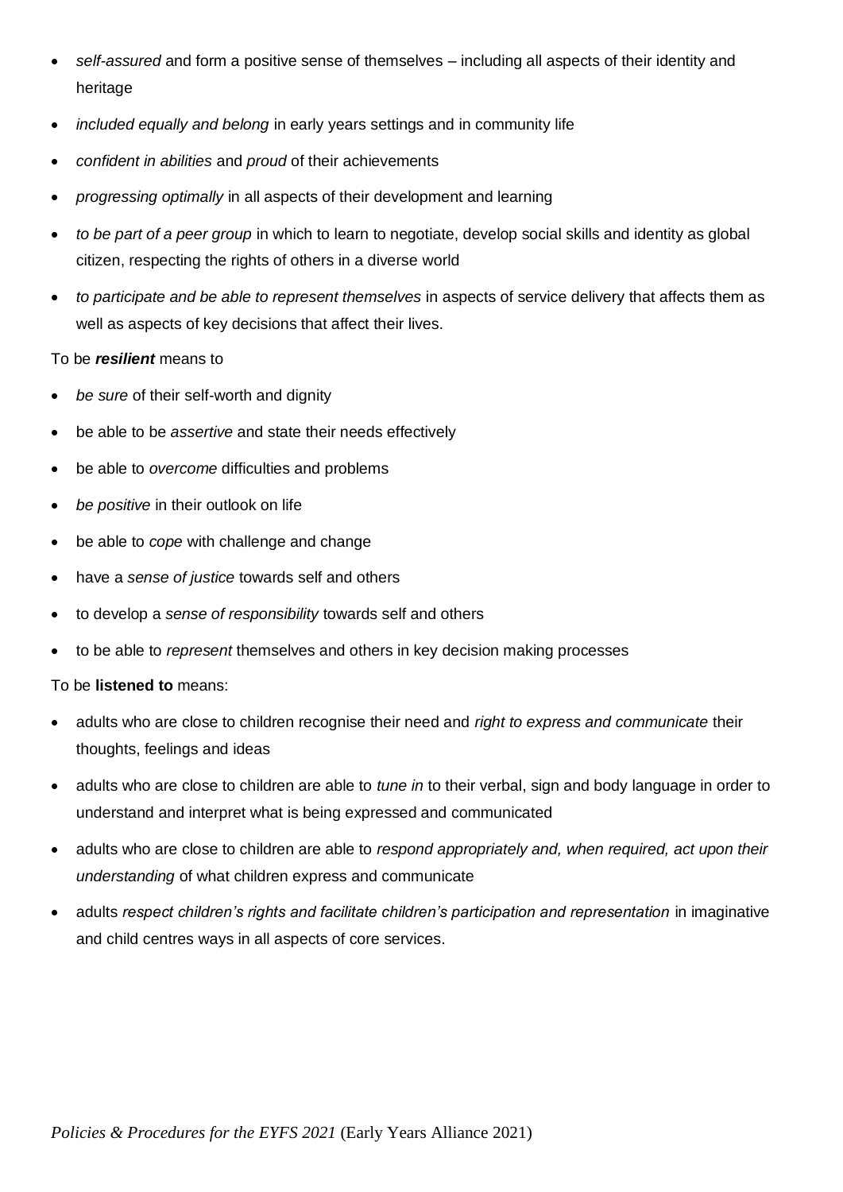- *self-assured* and form a positive sense of themselves – including all aspects of their identity and heritage
- *included equally and belong* in early years settings and in community life
- *confident in abilities* and *proud* of their achievements
- *progressing optimally* in all aspects of their development and learning
- *to be part of a peer group* in which to learn to negotiate, develop social skills and identity as global citizen, respecting the rights of others in a diverse world
- *to participate and be able to represent themselves* in aspects of service delivery that affects them as well as aspects of key decisions that affect their lives.

To be ***resilient*** means to

- *be sure* of their self-worth and dignity
- be able to be *assertive* and state their needs effectively
- be able to *overcome* difficulties and problems
- *be positive* in their outlook on life
- be able to *cope* with challenge and change
- have a *sense of justice* towards self and others
- to develop a *sense of responsibility* towards self and others
- to be able to *represent* themselves and others in key decision making processes

To be **listened to** means:

- adults who are close to children recognise their need and *right to express and communicate* their thoughts, feelings and ideas
- adults who are close to children are able to *tune in* to their verbal, sign and body language in order to understand and interpret what is being expressed and communicated
- adults who are close to children are able to *respond appropriately and, when required, act upon their understanding* of what children express and communicate
- adults *respect children's rights and facilitate children's participation and representation* in imaginative and child centres ways in all aspects of core services.